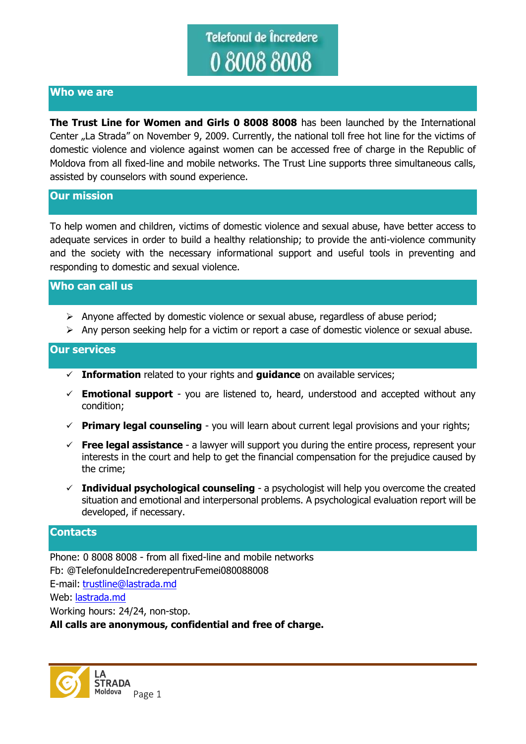**Telefonul de Încredere**
**0 8008 8008**

## Who we are

**The Trust Line for Women and Girls 0 8008 8008** has been launched by the International Center „La Strada" on November 9, 2009. Currently, the national toll free hot line for the victims of domestic violence and violence against women can be accessed free of charge in the Republic of Moldova from all fixed-line and mobile networks. The Trust Line supports three simultaneous calls, assisted by counselors with sound experience.

## Our mission

To help women and children, victims of domestic violence and sexual abuse, have better access to adequate services in order to build a healthy relationship; to provide the anti-violence community and the society with the necessary informational support and useful tools in preventing and responding to domestic and sexual violence.

## Who can call us

- Anyone affected by domestic violence or sexual abuse, regardless of abuse period;
- Any person seeking help for a victim or report a case of domestic violence or sexual abuse.

## Our services

- ✓ **Information** related to your rights and **guidance** on available services;
- ✓ **Emotional support** - you are listened to, heard, understood and accepted without any condition;
- ✓ **Primary legal counseling** - you will learn about current legal provisions and your rights;
- ✓ **Free legal assistance** - a lawyer will support you during the entire process, represent your interests in the court and help to get the financial compensation for the prejudice caused by the crime;
- ✓ **Individual psychological counseling** - a psychologist will help you overcome the created situation and emotional and interpersonal problems. A psychological evaluation report will be developed, if necessary.

## Contacts

Phone: 0 8008 8008 - from all fixed-line and mobile networks
Fb: @TelefonuldeIncrederepentruFemei080088008
E-mail: trustline@lastrada.md
Web: lastrada.md
Working hours: 24/24, non-stop.
**All calls are anonymous, confidential and free of charge.**

LA STRADA Moldova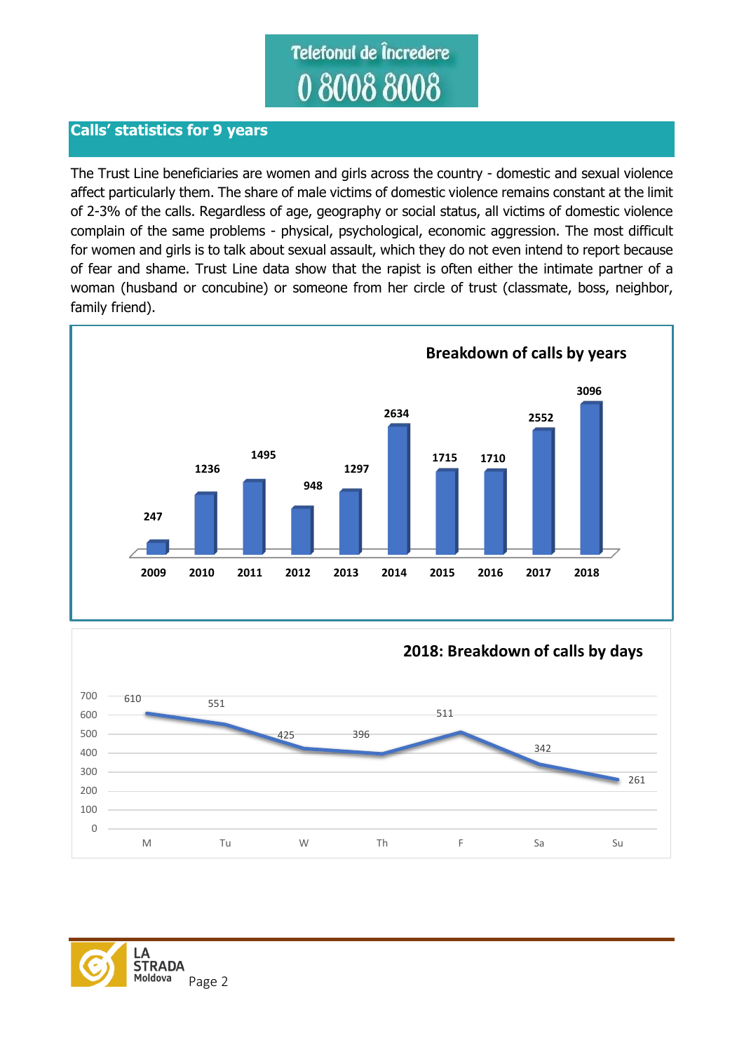Telefonul de Încredere

0 8008 8008

## Calls' statistics for 9 years

The Trust Line beneficiaries are women and girls across the country - domestic and sexual violence affect particularly them. The share of male victims of domestic violence remains constant at the limit of 2-3% of the calls. Regardless of age, geography or social status, all victims of domestic violence complain of the same problems - physical, psychological, economic aggression. The most difficult for women and girls is to talk about sexual assault, which they do not even intend to report because of fear and shame. Trust Line data show that the rapist is often either the intimate partner of a woman (husband or concubine) or someone from her circle of trust (classmate, boss, neighbor, family friend).

**Breakdown of calls by years**

| Year | Calls |
|---|---|
| 2009 | 247 |
| 2010 | 1236 |
| 2011 | 1495 |
| 2012 | 948 |
| 2013 | 1297 |
| 2014 | 2634 |
| 2015 | 1715 |
| 2016 | 1710 |
| 2017 | 2552 |
| 2018 | 3096 |

**2018: Breakdown of calls by days**

| Day | Calls |
|---|---|
| M | 610 |
| Tu | 551 |
| W | 425 |
| Th | 396 |
| F | 511 |
| Sa | 342 |
| Su | 261 |

LA STRADA Moldova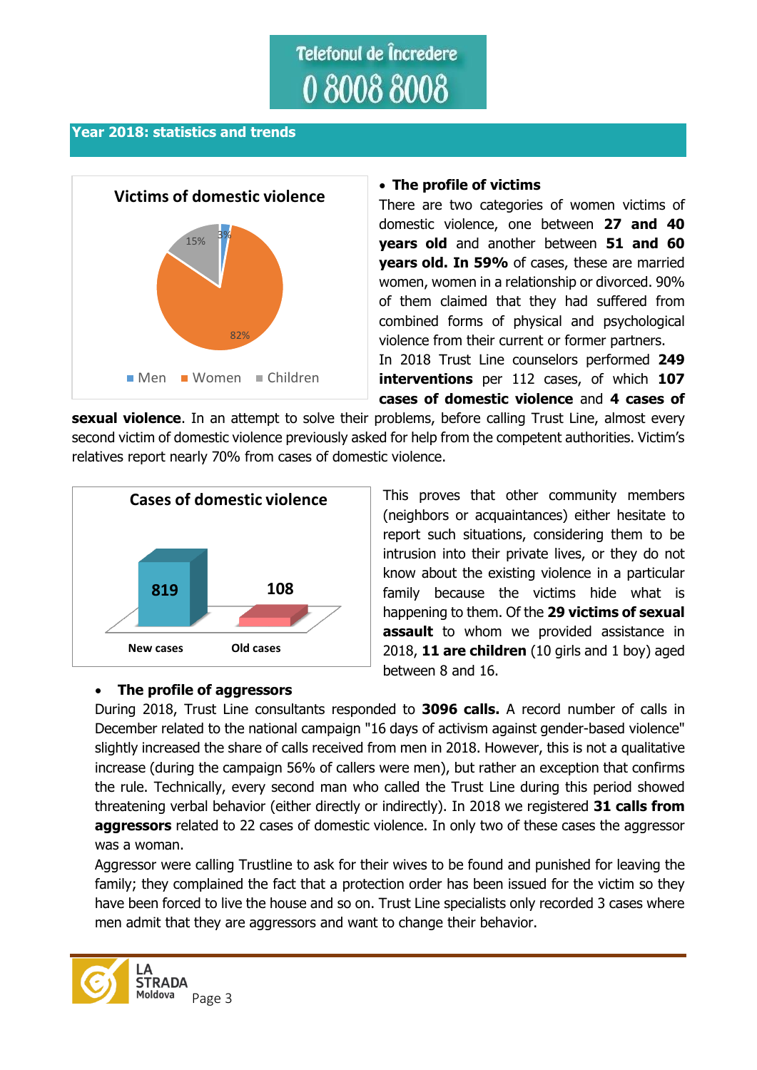Telefonul de Încredere
0 8008 8008

## Year 2018: statistics and trends

**Victims of domestic violence**

| | |
|---|---|
| Men | 3% |
| Women | 82% |
| Children | 15% |

- **The profile of victims**

There are two categories of women victims of domestic violence, one between **27 and 40 years old** and another between **51 and 60 years old. In 59%** of cases, these are married women, women in a relationship or divorced. 90% of them claimed that they had suffered from combined forms of physical and psychological violence from their current or former partners.

In 2018 Trust Line counselors performed **249 interventions** per 112 cases, of which **107 cases of domestic violence** and **4 cases of sexual violence**. In an attempt to solve their problems, before calling Trust Line, almost every second victim of domestic violence previously asked for help from the competent authorities. Victim's relatives report nearly 70% from cases of domestic violence.

**Cases of domestic violence**

| New cases | Old cases |
|---|---|
| 819 | 108 |

This proves that other community members (neighbors or acquaintances) either hesitate to report such situations, considering them to be intrusion into their private lives, or they do not know about the existing violence in a particular family because the victims hide what is happening to them. Of the **29 victims of sexual assault** to whom we provided assistance in 2018, **11 are children** (10 girls and 1 boy) aged between 8 and 16.

- **The profile of aggressors**

During 2018, Trust Line consultants responded to **3096 calls.** A record number of calls in December related to the national campaign "16 days of activism against gender-based violence" slightly increased the share of calls received from men in 2018. However, this is not a qualitative increase (during the campaign 56% of callers were men), but rather an exception that confirms the rule. Technically, every second man who called the Trust Line during this period showed threatening verbal behavior (either directly or indirectly). In 2018 we registered **31 calls from aggressors** related to 22 cases of domestic violence. In only two of these cases the aggressor was a woman.

Aggressor were calling Trustline to ask for their wives to be found and punished for leaving the family; they complained the fact that a protection order has been issued for the victim so they have been forced to live the house and so on. Trust Line specialists only recorded 3 cases where men admit that they are aggressors and want to change their behavior.

LA STRADA Moldova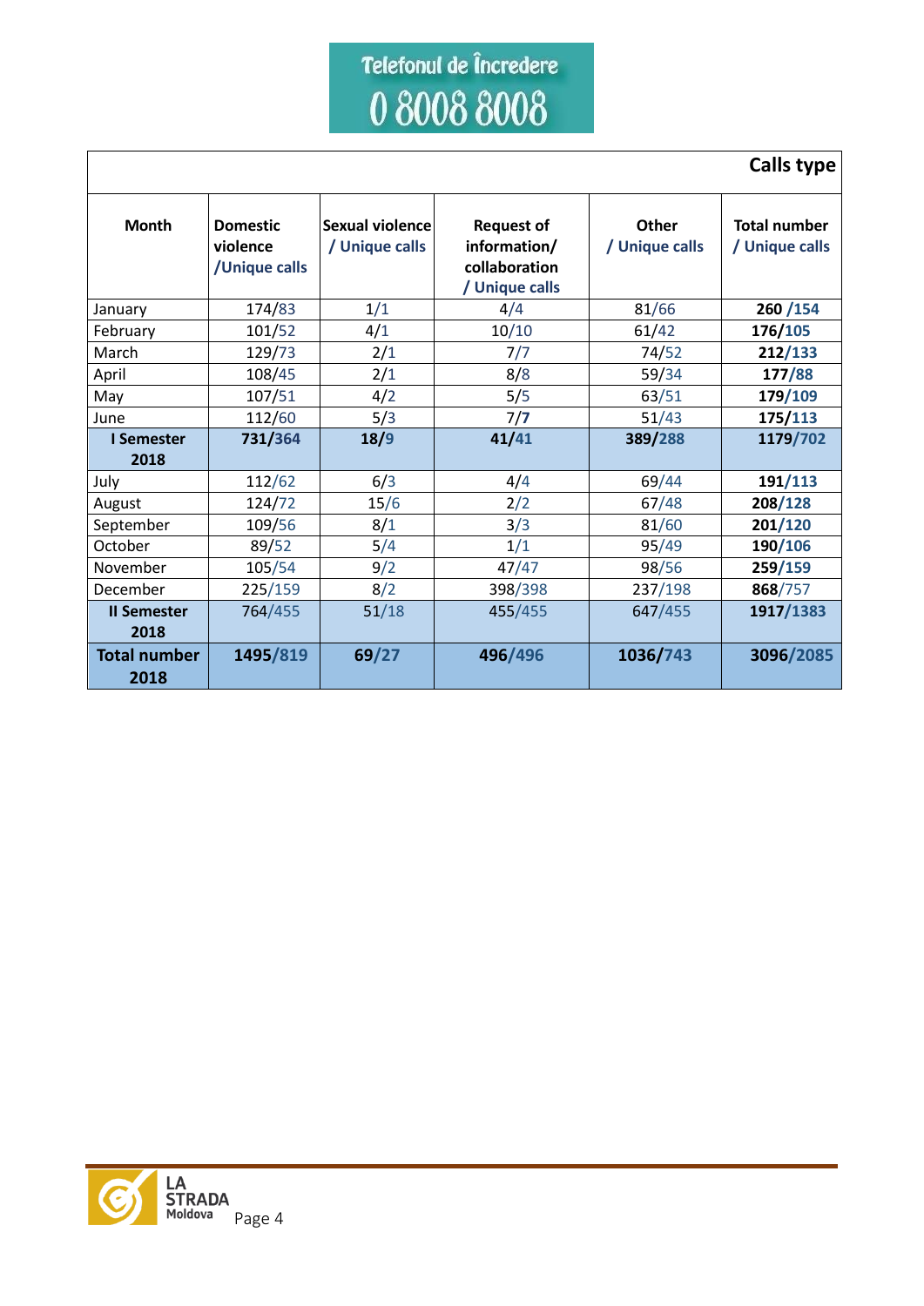Telefonul de Încredere

0 8008 8008

| Calls type | | | | | |
|---|---|---|---|---|---|
| Month | Domestic violence /Unique calls | Sexual violence / Unique calls | Request of information/ collaboration / Unique calls | Other / Unique calls | Total number / Unique calls |
| January | 174/83 | 1/1 | 4/4 | 81/66 | **260 /154** |
| February | 101/52 | 4/1 | 10/10 | 61/42 | **176/105** |
| March | 129/73 | 2/1 | 7/7 | 74/52 | **212/133** |
| April | 108/45 | 2/1 | 8/8 | 59/34 | **177/88** |
| May | 107/51 | 4/2 | 5/5 | 63/51 | **179/109** |
| June | 112/60 | 5/3 | 7/7 | 51/43 | **175/113** |
| **I Semester 2018** | **731/364** | **18/9** | **41/41** | **389/288** | **1179/702** |
| July | 112/62 | 6/3 | 4/4 | 69/44 | **191/113** |
| August | 124/72 | 15/6 | 2/2 | 67/48 | **208/128** |
| September | 109/56 | 8/1 | 3/3 | 81/60 | **201/120** |
| October | 89/52 | 5/4 | 1/1 | 95/49 | **190/106** |
| November | 105/54 | 9/2 | 47/47 | 98/56 | **259/159** |
| December | 225/159 | 8/2 | 398/398 | 237/198 | **868**/757 |
| **II Semester 2018** | 764/455 | 51/18 | 455/455 | 647/455 | **1917/1383** |
| **Total number 2018** | **1495/819** | **69/27** | **496/496** | **1036/743** | **3096/2085** |